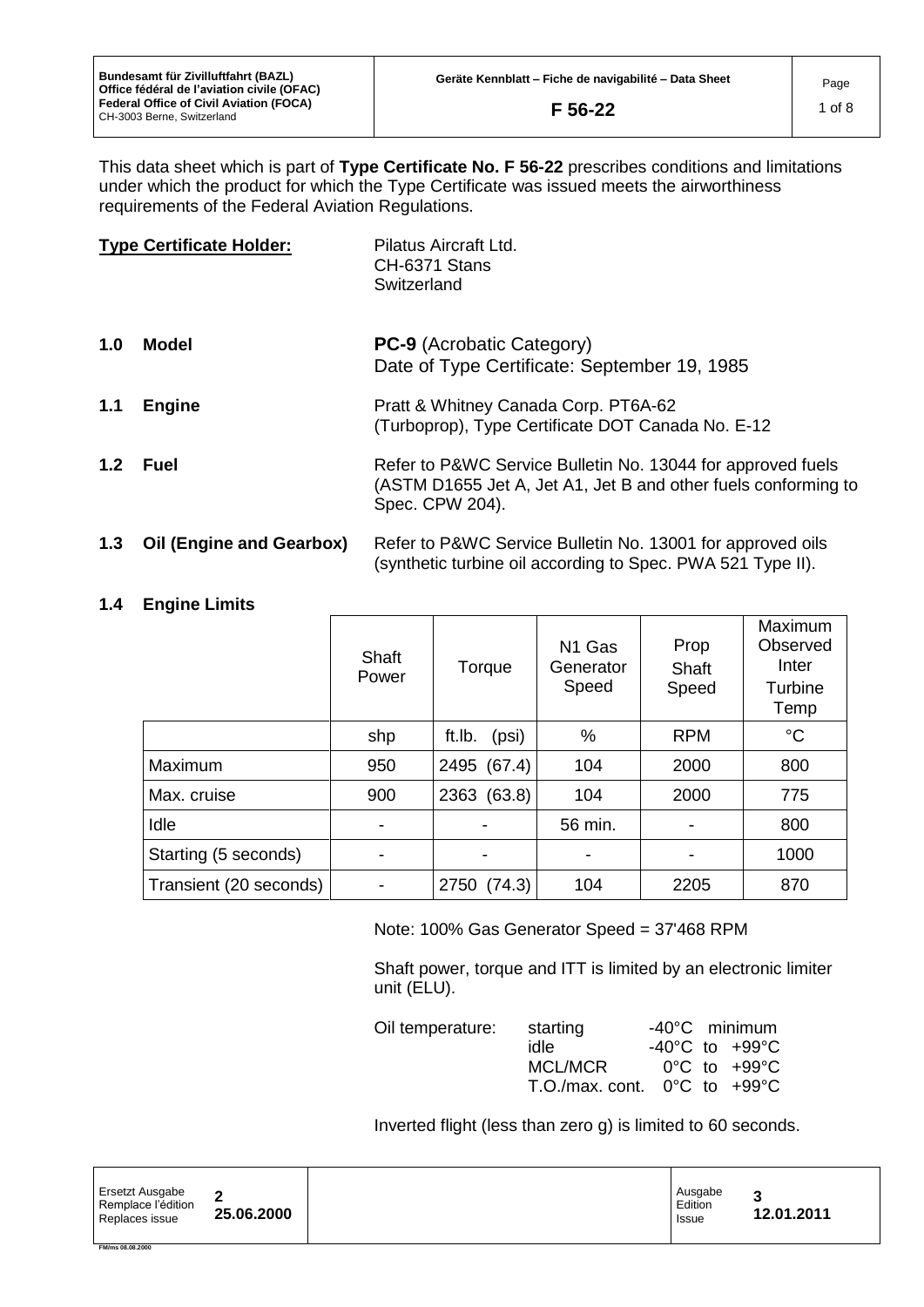This data sheet which is part of **Type Certificate No. F 56-22** prescribes conditions and limitations under which the product for which the Type Certificate was issued meets the airworthiness requirements of the Federal Aviation Regulations.

**Type Certificate Holder:** Pilatus Aircraft Ltd.
CH-6371 Stans
Switzerland

**1.0 Model** — **PC-9** (Acrobatic Category)
Date of Type Certificate: September 19, 1985

**1.1 Engine** — Pratt & Whitney Canada Corp. PT6A-62
(Turboprop), Type Certificate DOT Canada No. E-12

**1.2 Fuel** — Refer to P&WC Service Bulletin No. 13044 for approved fuels (ASTM D1655 Jet A, Jet A1, Jet B and other fuels conforming to Spec. CPW 204).

**1.3 Oil (Engine and Gearbox)** — Refer to P&WC Service Bulletin No. 13001 for approved oils (synthetic turbine oil according to Spec. PWA 521 Type II).

**1.4 Engine Limits**

| | Shaft Power | Torque | N1 Gas Generator Speed | Prop Shaft Speed | Maximum Observed Inter Turbine Temp |
|---|---|---|---|---|---|
| | shp | ft.lb. (psi) | % | RPM | °C |
| Maximum | 950 | 2495 (67.4) | 104 | 2000 | 800 |
| Max. cruise | 900 | 2363 (63.8) | 104 | 2000 | 775 |
| Idle | - | - | 56 min. | - | 800 |
| Starting (5 seconds) | - | - | - | - | 1000 |
| Transient (20 seconds) | - | 2750 (74.3) | 104 | 2205 | 870 |

Note: 100% Gas Generator Speed = 37'468 RPM

Shaft power, torque and ITT is limited by an electronic limiter unit (ELU).

Oil temperature:

| | |
|---|---|
| starting | -40°C minimum |
| idle | -40°C to +99°C |
| MCL/MCR | 0°C to +99°C |
| T.O./max. cont. | 0°C to +99°C |

Inverted flight (less than zero g) is limited to 60 seconds.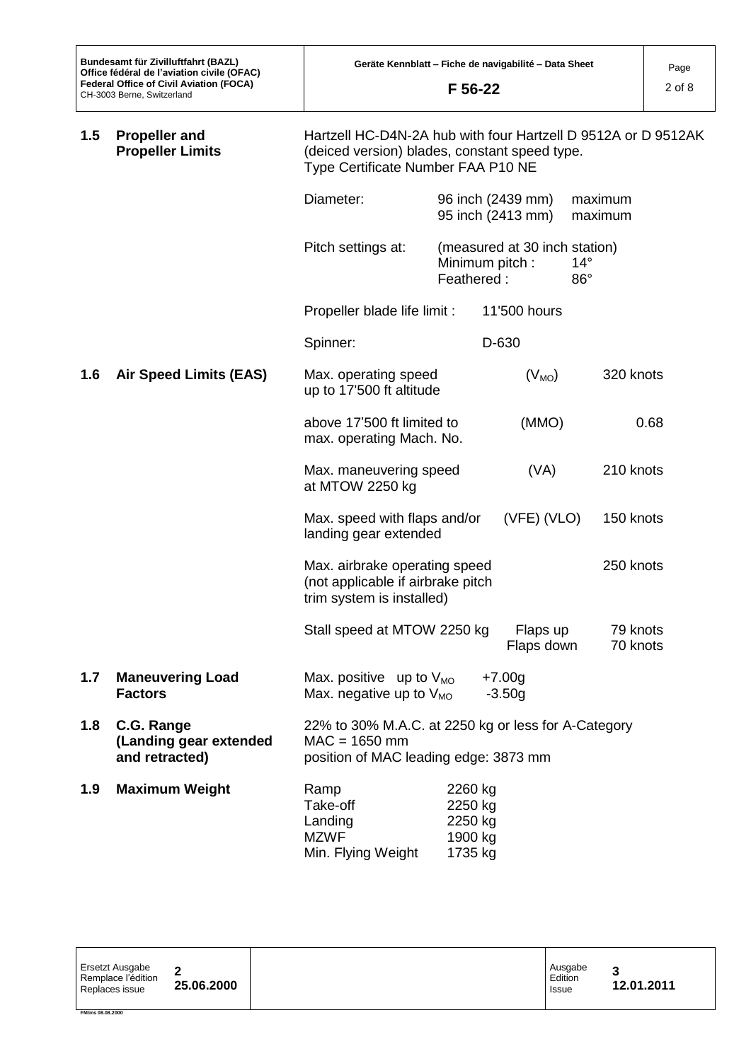| | | |
|---|---|---|
| **1.5** | **Propeller and Propeller Limits** | Hartzell HC-D4N-2A hub with four Hartzell D 9512A or D 9512AK (deiced version) blades, constant speed type. Type Certificate Number FAA P10 NE |
| | | Diameter: 96 inch (2439 mm) maximum<br>95 inch (2413 mm) maximum |
| | | Pitch settings at: (measured at 30 inch station)<br>Minimum pitch : 14°<br>Feathered : 86° |
| | | Propeller blade life limit : 11'500 hours |
| | | Spinner: D-630 |
| **1.6** | **Air Speed Limits (EAS)** | Max. operating speed up to 17'500 ft altitude ($V_{MO}$) 320 knots |
| | | above 17'500 ft limited to max. operating Mach. No. (MMO) 0.68 |
| | | Max. maneuvering speed at MTOW 2250 kg (VA) 210 knots |
| | | Max. speed with flaps and/or landing gear extended (VFE) (VLO) 150 knots |
| | | Max. airbrake operating speed (not applicable if airbrake pitch trim system is installed) 250 knots |
| | | Stall speed at MTOW 2250 kg Flaps up 79 knots<br>Flaps down 70 knots |
| **1.7** | **Maneuvering Load Factors** | Max. positive up to $V_{MO}$ +7.00g<br>Max. negative up to $V_{MO}$ -3.50g |
| **1.8** | **C.G. Range (Landing gear extended and retracted)** | 22% to 30% M.A.C. at 2250 kg or less for A-Category<br>MAC = 1650 mm<br>position of MAC leading edge: 3873 mm |
| **1.9** | **Maximum Weight** | Ramp 2260 kg<br>Take-off 2250 kg<br>Landing 2250 kg<br>MZWF 1900 kg<br>Min. Flying Weight 1735 kg |

| Ersetzt Ausgabe / Remplace l'édition / Replaces issue | **2** **25.06.2000** | | Ausgabe / Edition / Issue | **3** **12.01.2011** |
|---|---|---|---|---|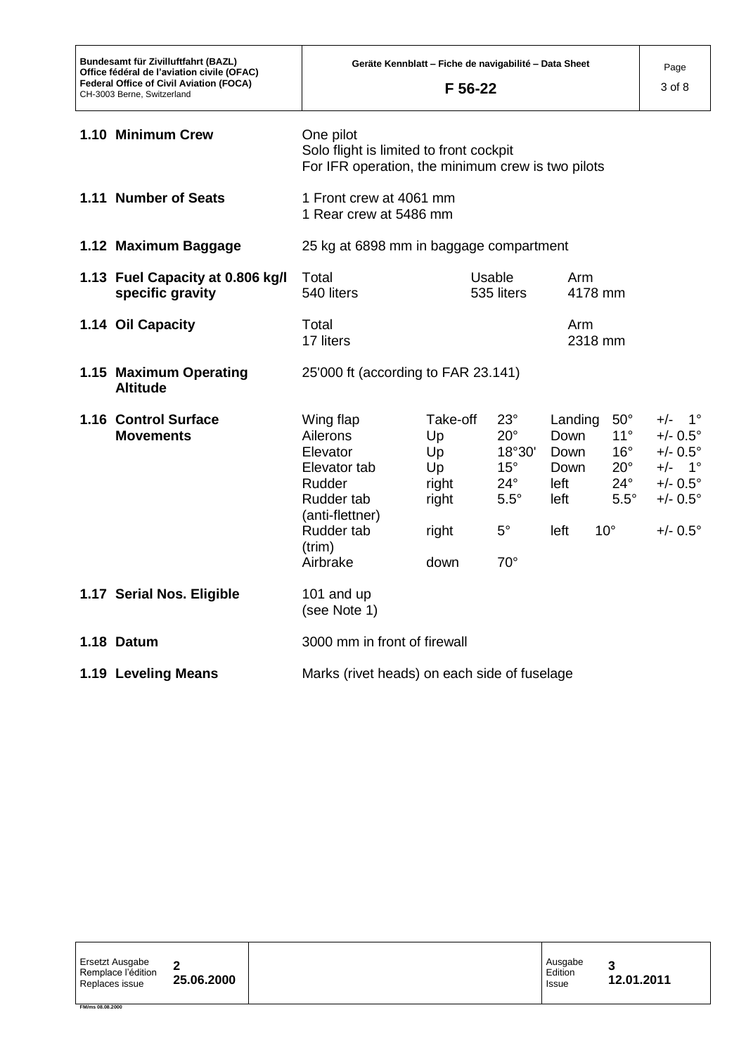**1.10 Minimum Crew**

One pilot
Solo flight is limited to front cockpit
For IFR operation, the minimum crew is two pilots

**1.11 Number of Seats**

1 Front crew at 4061 mm
1 Rear crew at 5486 mm

**1.12 Maximum Baggage**

25 kg at 6898 mm in baggage compartment

**1.13 Fuel Capacity at 0.806 kg/l specific gravity**

| Total | Usable | Arm |
|---|---|---|
| 540 liters | 535 liters | 4178 mm |

**1.14 Oil Capacity**

| Total | Arm |
|---|---|
| 17 liters | 2318 mm |

**1.15 Maximum Operating Altitude**

25'000 ft (according to FAR 23.141)

**1.16 Control Surface Movements**

| | | | | | |
|---|---|---|---|---|---|
| Wing flap | Take-off | 23° | Landing | 50° | +/- 1° |
| Ailerons | Up | 20° | Down | 11° | +/- 0.5° |
| Elevator | Up | 18°30' | Down | 16° | +/- 0.5° |
| Elevator tab | Up | 15° | Down | 20° | +/- 1° |
| Rudder | right | 24° | left | 24° | +/- 0.5° |
| Rudder tab (anti-flettner) | right | 5.5° | left | 5.5° | +/- 0.5° |
| Rudder tab (trim) | right | 5° | left | 10° | +/- 0.5° |
| Airbrake | down | 70° | | | |

**1.17 Serial Nos. Eligible**

101 and up
(see Note 1)

**1.18 Datum**

3000 mm in front of firewall

**1.19 Leveling Means**

Marks (rivet heads) on each side of fuselage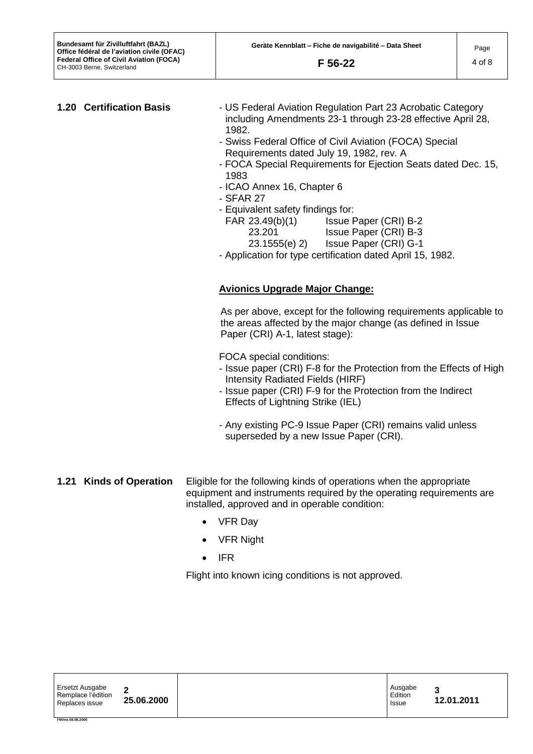**1.20 Certification Basis**

- US Federal Aviation Regulation Part 23 Acrobatic Category including Amendments 23-1 through 23-28 effective April 28, 1982.
- Swiss Federal Office of Civil Aviation (FOCA) Special Requirements dated July 19, 1982, rev. A
- FOCA Special Requirements for Ejection Seats dated Dec. 15, 1983
- ICAO Annex 16, Chapter 6
- SFAR 27
- Equivalent safety findings for:

| | |
|---|---|
| FAR 23.49(b)(1) | Issue Paper (CRI) B-2 |
| 23.201 | Issue Paper (CRI) B-3 |
| 23.1555(e) 2) | Issue Paper (CRI) G-1 |

- Application for type certification dated April 15, 1982.

**Avionics Upgrade Major Change:**

As per above, except for the following requirements applicable to the areas affected by the major change (as defined in Issue Paper (CRI) A-1, latest stage):

FOCA special conditions:

- Issue paper (CRI) F-8 for the Protection from the Effects of High Intensity Radiated Fields (HIRF)
- Issue paper (CRI) F-9 for the Protection from the Indirect Effects of Lightning Strike (IEL)

- Any existing PC-9 Issue Paper (CRI) remains valid unless superseded by a new Issue Paper (CRI).

**1.21 Kinds of Operation**

Eligible for the following kinds of operations when the appropriate equipment and instruments required by the operating requirements are installed, approved and in operable condition:

- VFR Day
- VFR Night
- IFR

Flight into known icing conditions is not approved.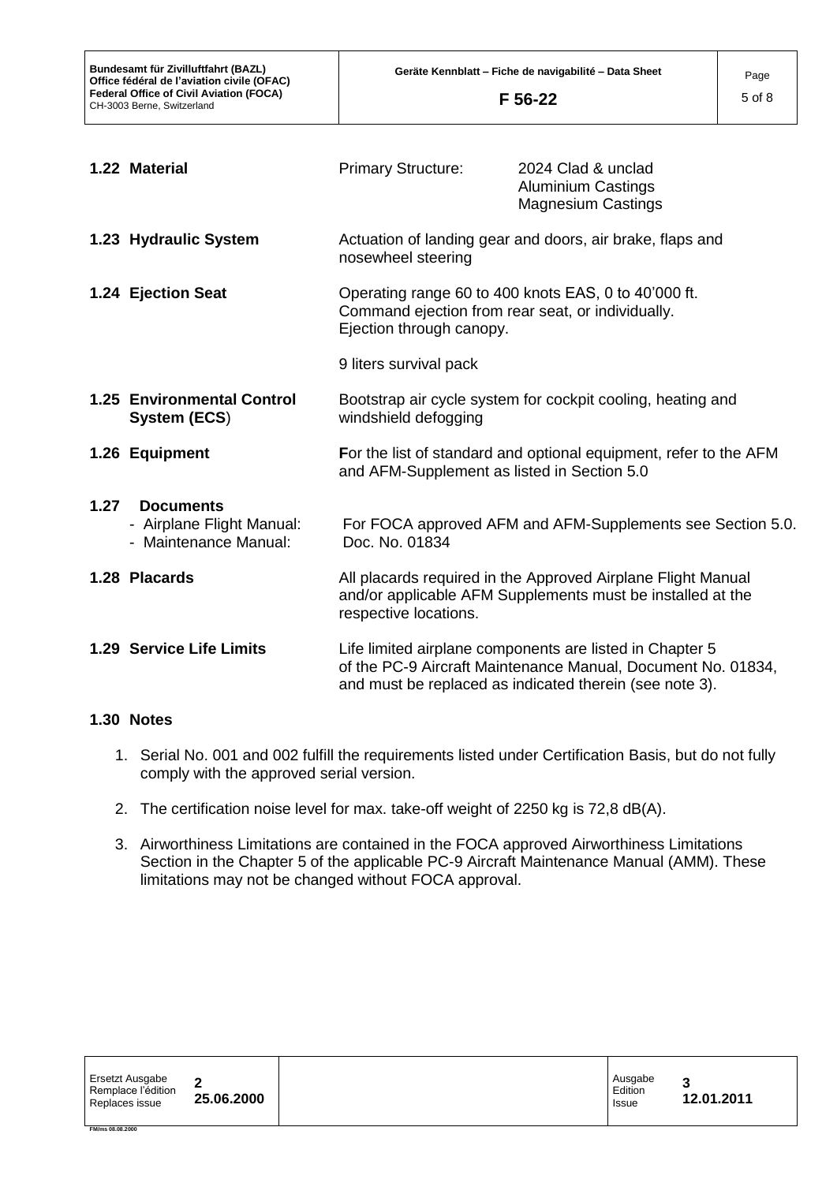| | | | |
|---|---|---|---|
| **1.22 Material** | Primary Structure: | 2024 Clad & unclad<br>Aluminium Castings<br>Magnesium Castings |
| **1.23 Hydraulic System** | Actuation of landing gear and doors, air brake, flaps and nosewheel steering | |
| **1.24 Ejection Seat** | Operating range 60 to 400 knots EAS, 0 to 40'000 ft.<br>Command ejection from rear seat, or individually.<br>Ejection through canopy.<br><br>9 liters survival pack | |
| **1.25 Environmental Control System (ECS)** | Bootstrap air cycle system for cockpit cooling, heating and windshield defogging | |
| **1.26 Equipment** | **F**or the list of standard and optional equipment, refer to the AFM and AFM-Supplement as listed in Section 5.0 | |
| **1.27 Documents** | | |
| - Airplane Flight Manual: | For FOCA approved AFM and AFM-Supplements see Section 5.0. | |
| - Maintenance Manual: | Doc. No. 01834 | |
| **1.28 Placards** | All placards required in the Approved Airplane Flight Manual and/or applicable AFM Supplements must be installed at the respective locations. | |
| **1.29 Service Life Limits** | Life limited airplane components are listed in Chapter 5 of the PC-9 Aircraft Maintenance Manual, Document No. 01834, and must be replaced as indicated therein (see note 3). | |

**1.30 Notes**

1. Serial No. 001 and 002 fulfill the requirements listed under Certification Basis, but do not fully comply with the approved serial version.
2. The certification noise level for max. take-off weight of 2250 kg is 72,8 dB(A).
3. Airworthiness Limitations are contained in the FOCA approved Airworthiness Limitations Section in the Chapter 5 of the applicable PC-9 Aircraft Maintenance Manual (AMM). These limitations may not be changed without FOCA approval.

| Ersetzt Ausgabe<br>Remplace l'édition<br>Replaces issue | **2**<br>**25.06.2000** | | Ausgabe<br>Edition<br>Issue | **3**<br>**12.01.2011** |
|---|---|---|---|---|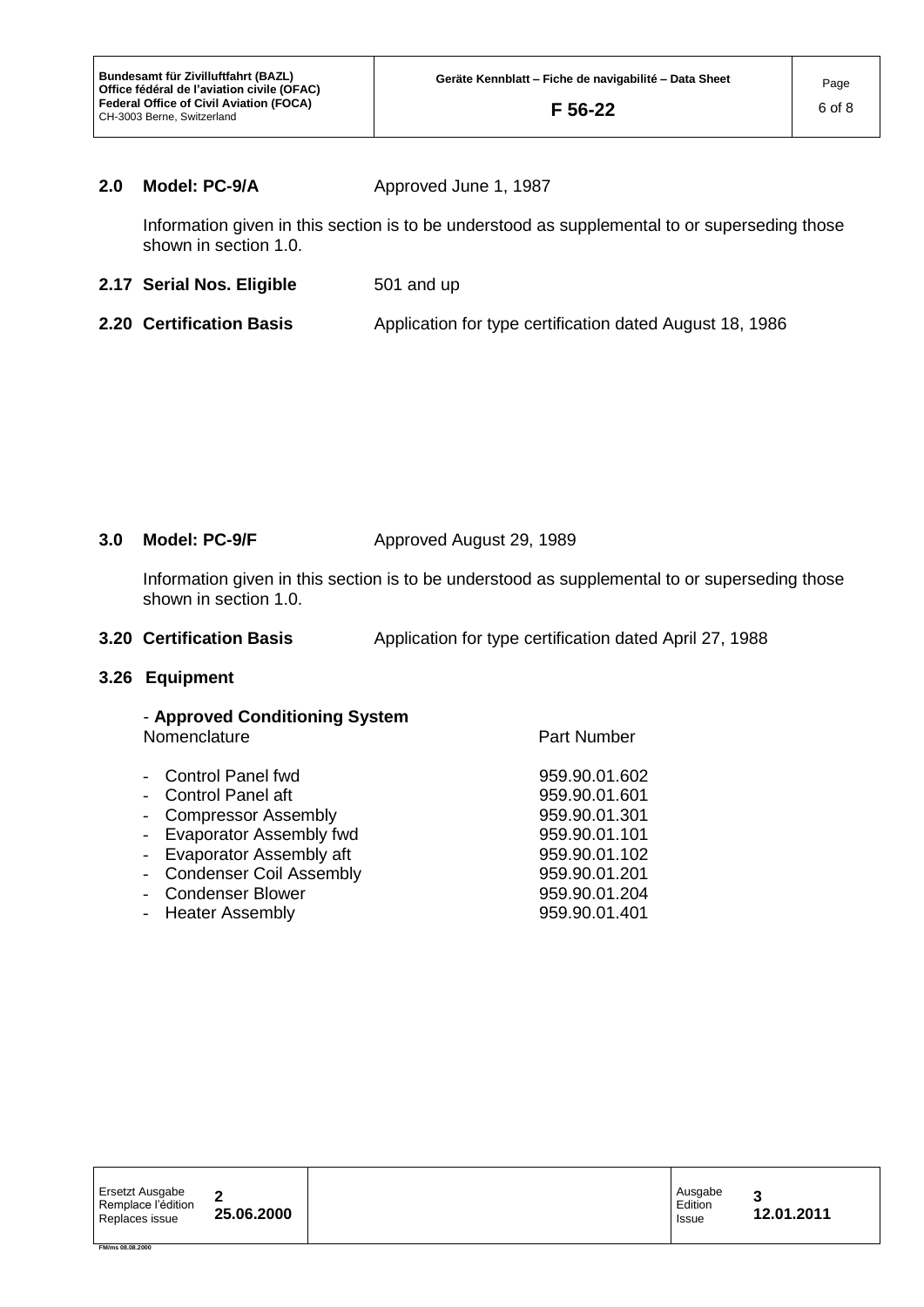## 2.0 Model: PC-9/A — Approved June 1, 1987

Information given in this section is to be understood as supplemental to or superseding those shown in section 1.0.

**2.17 Serial Nos. Eligible** — 501 and up

**2.20 Certification Basis** — Application for type certification dated August 18, 1986

## 3.0 Model: PC-9/F — Approved August 29, 1989

Information given in this section is to be understood as supplemental to or superseding those shown in section 1.0.

**3.20 Certification Basis** — Application for type certification dated April 27, 1988

### 3.26 Equipment

- **Approved Conditioning System**

| Nomenclature | Part Number |
|---|---|
| - Control Panel fwd | 959.90.01.602 |
| - Control Panel aft | 959.90.01.601 |
| - Compressor Assembly | 959.90.01.301 |
| - Evaporator Assembly fwd | 959.90.01.101 |
| - Evaporator Assembly aft | 959.90.01.102 |
| - Condenser Coil Assembly | 959.90.01.201 |
| - Condenser Blower | 959.90.01.204 |
| - Heater Assembly | 959.90.01.401 |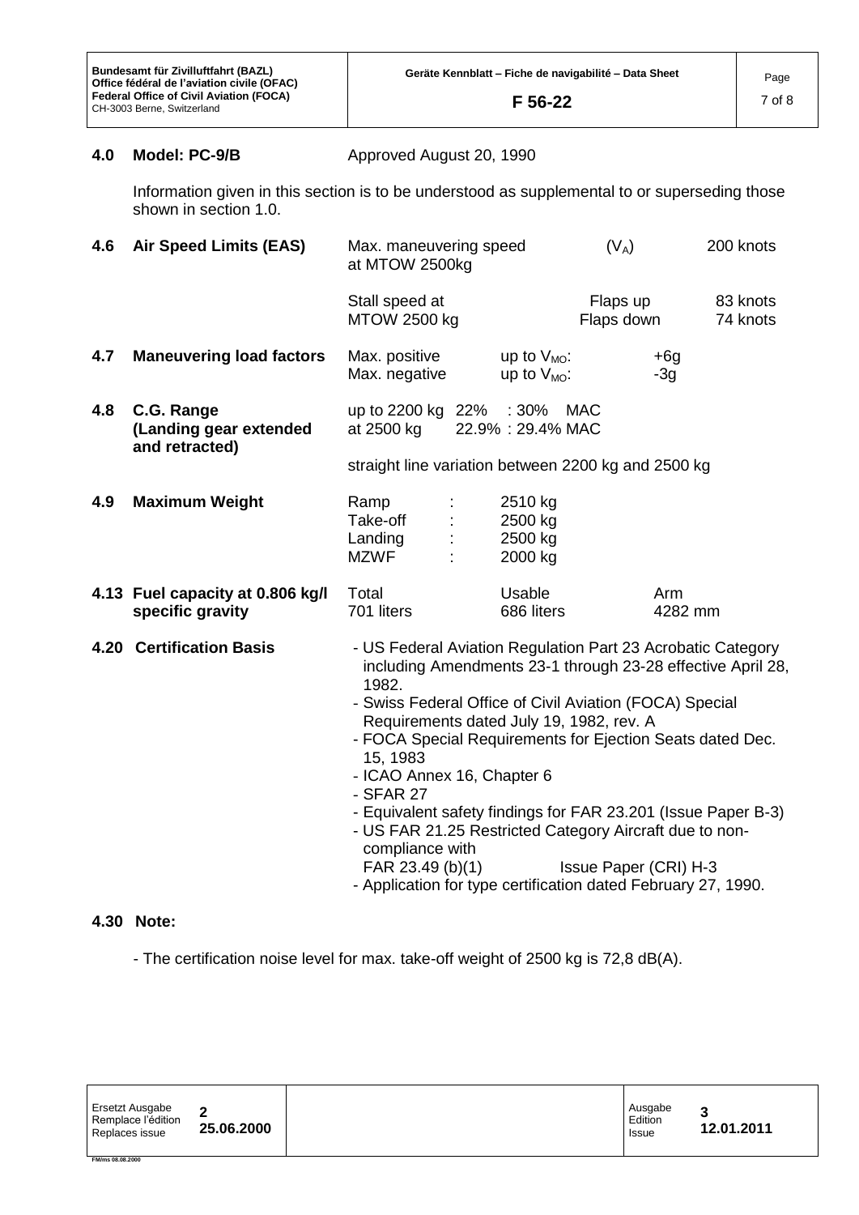## 4.0 Model: PC-9/B

Approved August 20, 1990

Information given in this section is to be understood as supplemental to or superseding those shown in section 1.0.

| | | | | |
|---|---|---|---|---|
| **4.6 Air Speed Limits (EAS)** | Max. maneuvering speed at MTOW 2500kg | | ($V_A$) | 200 knots |
| | Stall speed at MTOW 2500 kg | | Flaps up<br>Flaps down | 83 knots<br>74 knots |
| **4.7 Maneuvering load factors** | Max. positive<br>Max. negative | up to $V_{MO}$:<br>up to $V_{MO}$: | +6g<br>-3g | |
| **4.8 C.G. Range (Landing gear extended and retracted)** | up to 2200 kg 22% : 30% MAC<br>at 2500 kg 22.9% : 29.4% MAC<br><br>straight line variation between 2200 kg and 2500 kg | | | |
| **4.9 Maximum Weight** | Ramp :<br>Take-off :<br>Landing :<br>MZWF : | 2510 kg<br>2500 kg<br>2500 kg<br>2000 kg | | |
| **4.13 Fuel capacity at 0.806 kg/l specific gravity** | Total<br>701 liters | Usable<br>686 liters | Arm<br>4282 mm | |

**4.20 Certification Basis**

- US Federal Aviation Regulation Part 23 Acrobatic Category including Amendments 23-1 through 23-28 effective April 28, 1982.
- Swiss Federal Office of Civil Aviation (FOCA) Special Requirements dated July 19, 1982, rev. A
- FOCA Special Requirements for Ejection Seats dated Dec. 15, 1983
- ICAO Annex 16, Chapter 6
- SFAR 27
- Equivalent safety findings for FAR 23.201 (Issue Paper B-3)
- US FAR 21.25 Restricted Category Aircraft due to non-compliance with FAR 23.49 (b)(1) Issue Paper (CRI) H-3
- Application for type certification dated February 27, 1990.

**4.30 Note:**

- The certification noise level for max. take-off weight of 2500 kg is 72,8 dB(A).

| Ersetzt Ausgabe / Remplace l'édition / Replaces issue | **2** **25.06.2000** | Ausgabe / Edition / Issue | **3** **12.01.2011** |
|---|---|---|---|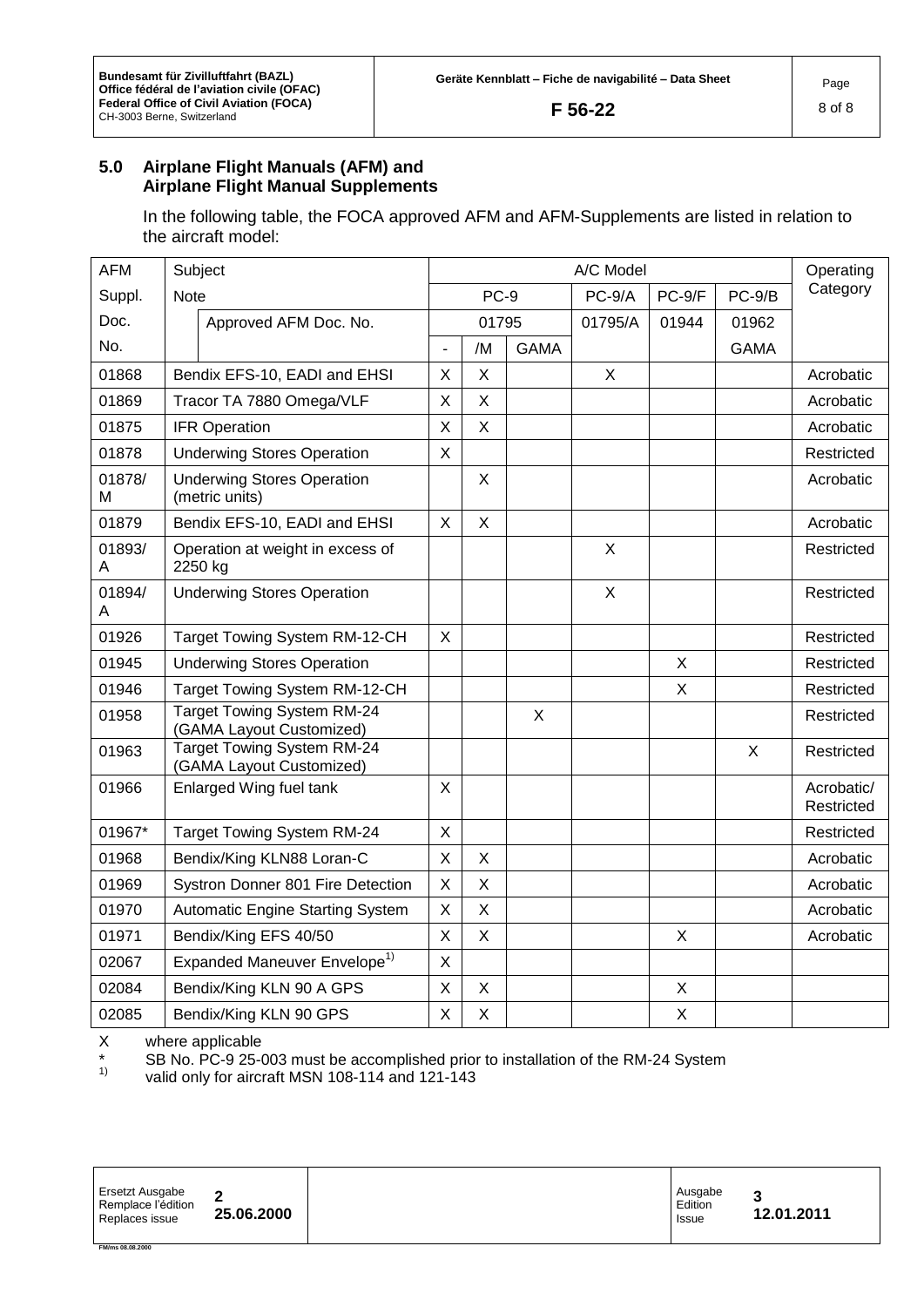## 5.0 Airplane Flight Manuals (AFM) and Airplane Flight Manual Supplements

In the following table, the FOCA approved AFM and AFM-Supplements are listed in relation to the aircraft model:

| AFM Suppl. Doc. No. | Subject / Note | A/C Model | | | | | | Operating Category |
|---|---|---|---|---|---|---|---|---|
| | | PC-9 | | | PC-9/A | PC-9/F | PC-9/B | |
| | Approved AFM Doc. No. | 01795 | | | 01795/A | 01944 | 01962 | |
| | | - | /M | GAMA | | | GAMA | |
| 01868 | Bendix EFS-10, EADI and EHSI | X | X | | X | | | Acrobatic |
| 01869 | Tracor TA 7880 Omega/VLF | X | X | | | | | Acrobatic |
| 01875 | IFR Operation | X | X | | | | | Acrobatic |
| 01878 | Underwing Stores Operation | X | | | | | | Restricted |
| 01878/M | Underwing Stores Operation (metric units) | | X | | | | | Acrobatic |
| 01879 | Bendix EFS-10, EADI and EHSI | X | X | | | | | Acrobatic |
| 01893/A | Operation at weight in excess of 2250 kg | | | | X | | | Restricted |
| 01894/A | Underwing Stores Operation | | | | X | | | Restricted |
| 01926 | Target Towing System RM-12-CH | X | | | | | | Restricted |
| 01945 | Underwing Stores Operation | | | | | X | | Restricted |
| 01946 | Target Towing System RM-12-CH | | | | | X | | Restricted |
| 01958 | Target Towing System RM-24 (GAMA Layout Customized) | | | X | | | | Restricted |
| 01963 | Target Towing System RM-24 (GAMA Layout Customized) | | | | | | X | Restricted |
| 01966 | Enlarged Wing fuel tank | X | | | | | | Acrobatic/ Restricted |
| 01967* | Target Towing System RM-24 | X | | | | | | Restricted |
| 01968 | Bendix/King KLN88 Loran-C | X | X | | | | | Acrobatic |
| 01969 | Systron Donner 801 Fire Detection | X | X | | | | | Acrobatic |
| 01970 | Automatic Engine Starting System | X | X | | | | | Acrobatic |
| 01971 | Bendix/King EFS 40/50 | X | X | | | X | | Acrobatic |
| 02067 | Expanded Maneuver Envelope[1)] | X | | | | | | |
| 02084 | Bendix/King KLN 90 A GPS | X | X | | | X | | |
| 02085 | Bendix/King KLN 90 GPS | X | X | | | X | | |

X where applicable

\* SB No. PC-9 25-003 must be accomplished prior to installation of the RM-24 System

[1)] valid only for aircraft MSN 108-114 and 121-143

| | | | |
|---|---|---|---|
| Ersetzt Ausgabe / Remplace l'édition / Replaces issue | **2** **25.06.2000** | Ausgabe / Edition / Issue | **3** **12.01.2011** |